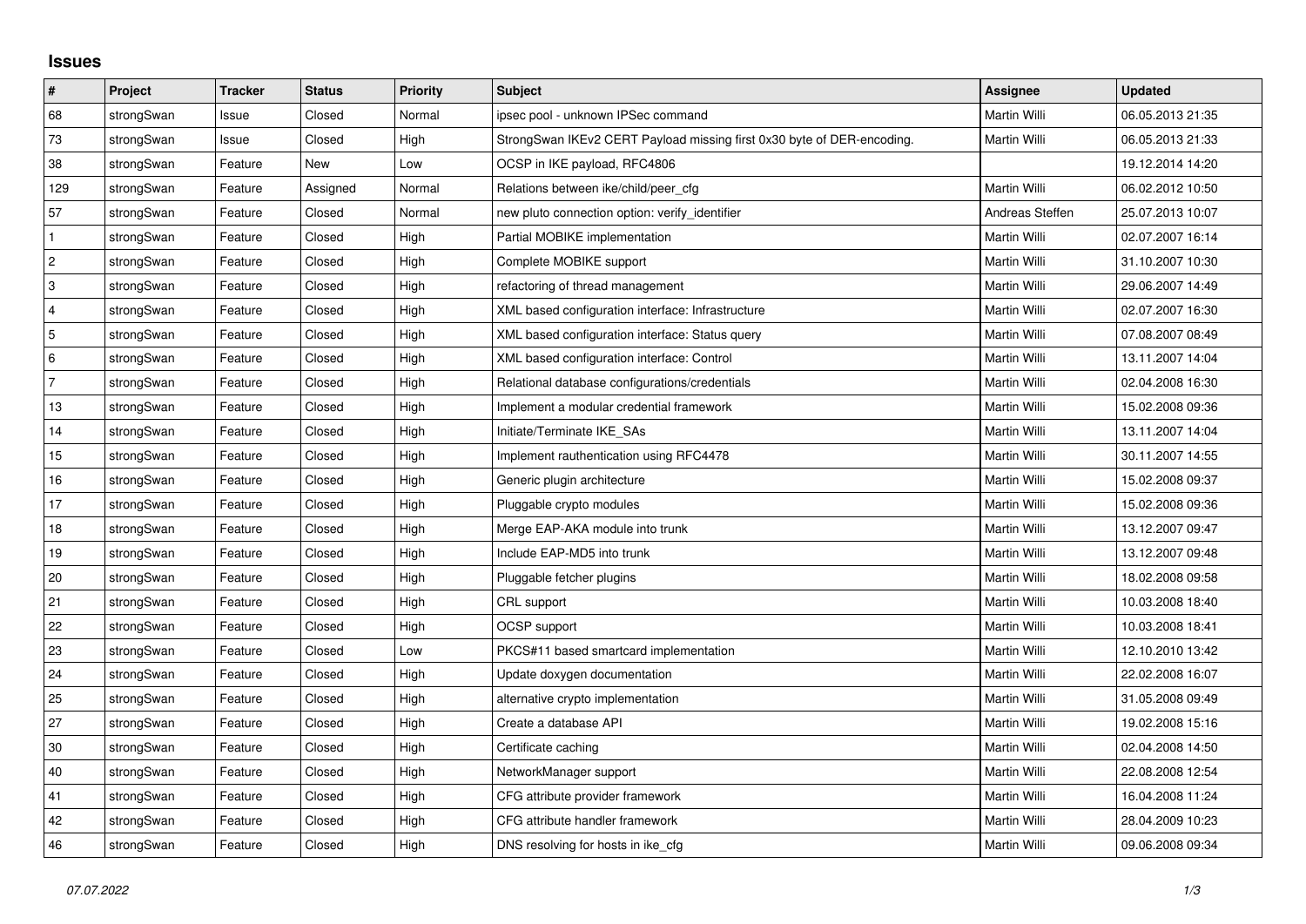# Issues

| # | Project | Tracker | Status | Priority | Subject | Assignee | Updated |
|---|---|---|---|---|---|---|---|
| 68 | strongSwan | Issue | Closed | Normal | ipsec pool - unknown IPSec command | Martin Willi | 06.05.2013 21:35 |
| 73 | strongSwan | Issue | Closed | High | StrongSwan IKEv2 CERT Payload missing first 0x30 byte of DER-encoding. | Martin Willi | 06.05.2013 21:33 |
| 38 | strongSwan | Feature | New | Low | OCSP in IKE payload, RFC4806 | | 19.12.2014 14:20 |
| 129 | strongSwan | Feature | Assigned | Normal | Relations between ike/child/peer_cfg | Martin Willi | 06.02.2012 10:50 |
| 57 | strongSwan | Feature | Closed | Normal | new pluto connection option: verify_identifier | Andreas Steffen | 25.07.2013 10:07 |
| 1 | strongSwan | Feature | Closed | High | Partial MOBIKE implementation | Martin Willi | 02.07.2007 16:14 |
| 2 | strongSwan | Feature | Closed | High | Complete MOBIKE support | Martin Willi | 31.10.2007 10:30 |
| 3 | strongSwan | Feature | Closed | High | refactoring of thread management | Martin Willi | 29.06.2007 14:49 |
| 4 | strongSwan | Feature | Closed | High | XML based configuration interface: Infrastructure | Martin Willi | 02.07.2007 16:30 |
| 5 | strongSwan | Feature | Closed | High | XML based configuration interface: Status query | Martin Willi | 07.08.2007 08:49 |
| 6 | strongSwan | Feature | Closed | High | XML based configuration interface: Control | Martin Willi | 13.11.2007 14:04 |
| 7 | strongSwan | Feature | Closed | High | Relational database configurations/credentials | Martin Willi | 02.04.2008 16:30 |
| 13 | strongSwan | Feature | Closed | High | Implement a modular credential framework | Martin Willi | 15.02.2008 09:36 |
| 14 | strongSwan | Feature | Closed | High | Initiate/Terminate IKE_SAs | Martin Willi | 13.11.2007 14:04 |
| 15 | strongSwan | Feature | Closed | High | Implement rauthentication using RFC4478 | Martin Willi | 30.11.2007 14:55 |
| 16 | strongSwan | Feature | Closed | High | Generic plugin architecture | Martin Willi | 15.02.2008 09:37 |
| 17 | strongSwan | Feature | Closed | High | Pluggable crypto modules | Martin Willi | 15.02.2008 09:36 |
| 18 | strongSwan | Feature | Closed | High | Merge EAP-AKA module into trunk | Martin Willi | 13.12.2007 09:47 |
| 19 | strongSwan | Feature | Closed | High | Include EAP-MD5 into trunk | Martin Willi | 13.12.2007 09:48 |
| 20 | strongSwan | Feature | Closed | High | Pluggable fetcher plugins | Martin Willi | 18.02.2008 09:58 |
| 21 | strongSwan | Feature | Closed | High | CRL support | Martin Willi | 10.03.2008 18:40 |
| 22 | strongSwan | Feature | Closed | High | OCSP support | Martin Willi | 10.03.2008 18:41 |
| 23 | strongSwan | Feature | Closed | Low | PKCS#11 based smartcard implementation | Martin Willi | 12.10.2010 13:42 |
| 24 | strongSwan | Feature | Closed | High | Update doxygen documentation | Martin Willi | 22.02.2008 16:07 |
| 25 | strongSwan | Feature | Closed | High | alternative crypto implementation | Martin Willi | 31.05.2008 09:49 |
| 27 | strongSwan | Feature | Closed | High | Create a database API | Martin Willi | 19.02.2008 15:16 |
| 30 | strongSwan | Feature | Closed | High | Certificate caching | Martin Willi | 02.04.2008 14:50 |
| 40 | strongSwan | Feature | Closed | High | NetworkManager support | Martin Willi | 22.08.2008 12:54 |
| 41 | strongSwan | Feature | Closed | High | CFG attribute provider framework | Martin Willi | 16.04.2008 11:24 |
| 42 | strongSwan | Feature | Closed | High | CFG attribute handler framework | Martin Willi | 28.04.2009 10:23 |
| 46 | strongSwan | Feature | Closed | High | DNS resolving for hosts in ike_cfg | Martin Willi | 09.06.2008 09:34 |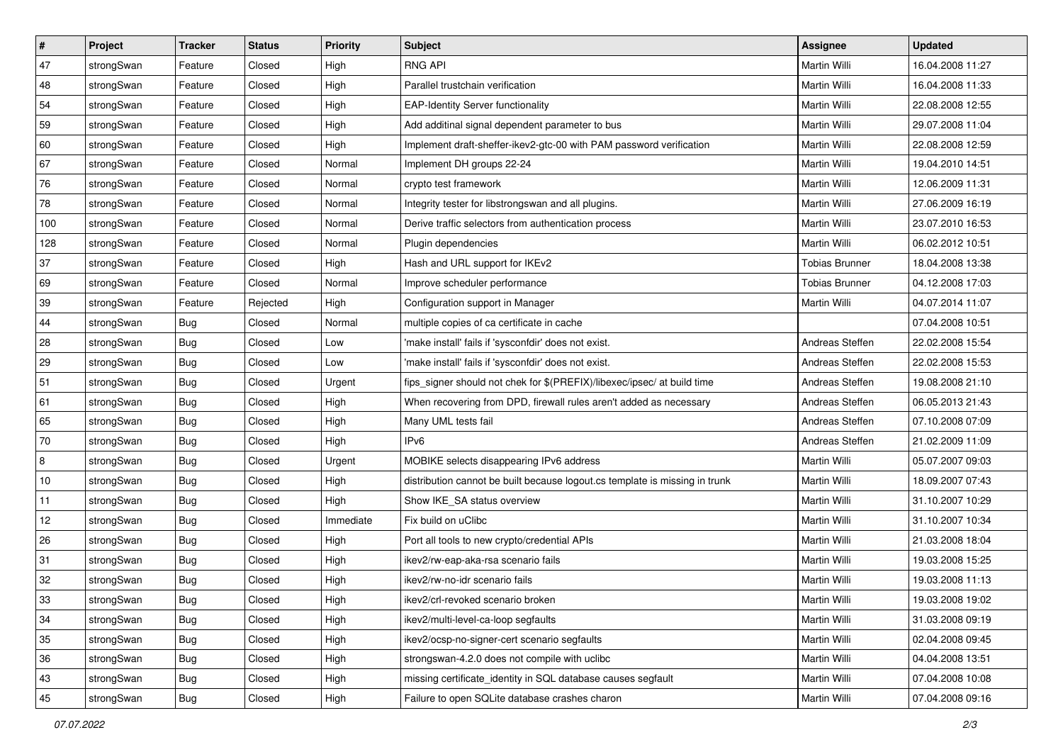| # | Project | Tracker | Status | Priority | Subject | Assignee | Updated |
|---|---|---|---|---|---|---|---|
| 47 | strongSwan | Feature | Closed | High | RNG API | Martin Willi | 16.04.2008 11:27 |
| 48 | strongSwan | Feature | Closed | High | Parallel trustchain verification | Martin Willi | 16.04.2008 11:33 |
| 54 | strongSwan | Feature | Closed | High | EAP-Identity Server functionality | Martin Willi | 22.08.2008 12:55 |
| 59 | strongSwan | Feature | Closed | High | Add additinal signal dependent parameter to bus | Martin Willi | 29.07.2008 11:04 |
| 60 | strongSwan | Feature | Closed | High | Implement draft-sheffer-ikev2-gtc-00 with PAM password verification | Martin Willi | 22.08.2008 12:59 |
| 67 | strongSwan | Feature | Closed | Normal | Implement DH groups 22-24 | Martin Willi | 19.04.2010 14:51 |
| 76 | strongSwan | Feature | Closed | Normal | crypto test framework | Martin Willi | 12.06.2009 11:31 |
| 78 | strongSwan | Feature | Closed | Normal | Integrity tester for libstrongswan and all plugins. | Martin Willi | 27.06.2009 16:19 |
| 100 | strongSwan | Feature | Closed | Normal | Derive traffic selectors from authentication process | Martin Willi | 23.07.2010 16:53 |
| 128 | strongSwan | Feature | Closed | Normal | Plugin dependencies | Martin Willi | 06.02.2012 10:51 |
| 37 | strongSwan | Feature | Closed | High | Hash and URL support for IKEv2 | Tobias Brunner | 18.04.2008 13:38 |
| 69 | strongSwan | Feature | Closed | Normal | Improve scheduler performance | Tobias Brunner | 04.12.2008 17:03 |
| 39 | strongSwan | Feature | Rejected | High | Configuration support in Manager | Martin Willi | 04.07.2014 11:07 |
| 44 | strongSwan | Bug | Closed | Normal | multiple copies of ca certificate in cache | | 07.04.2008 10:51 |
| 28 | strongSwan | Bug | Closed | Low | 'make install' fails if 'sysconfdir' does not exist. | Andreas Steffen | 22.02.2008 15:54 |
| 29 | strongSwan | Bug | Closed | Low | 'make install' fails if 'sysconfdir' does not exist. | Andreas Steffen | 22.02.2008 15:53 |
| 51 | strongSwan | Bug | Closed | Urgent | fips_signer should not chek for $(PREFIX)/libexec/ipsec/ at build time | Andreas Steffen | 19.08.2008 21:10 |
| 61 | strongSwan | Bug | Closed | High | When recovering from DPD, firewall rules aren't added as necessary | Andreas Steffen | 06.05.2013 21:43 |
| 65 | strongSwan | Bug | Closed | High | Many UML tests fail | Andreas Steffen | 07.10.2008 07:09 |
| 70 | strongSwan | Bug | Closed | High | IPv6 | Andreas Steffen | 21.02.2009 11:09 |
| 8 | strongSwan | Bug | Closed | Urgent | MOBIKE selects disappearing IPv6 address | Martin Willi | 05.07.2007 09:03 |
| 10 | strongSwan | Bug | Closed | High | distribution cannot be built because logout.cs template is missing in trunk | Martin Willi | 18.09.2007 07:43 |
| 11 | strongSwan | Bug | Closed | High | Show IKE_SA status overview | Martin Willi | 31.10.2007 10:29 |
| 12 | strongSwan | Bug | Closed | Immediate | Fix build on uClibc | Martin Willi | 31.10.2007 10:34 |
| 26 | strongSwan | Bug | Closed | High | Port all tools to new crypto/credential APIs | Martin Willi | 21.03.2008 18:04 |
| 31 | strongSwan | Bug | Closed | High | ikev2/rw-eap-aka-rsa scenario fails | Martin Willi | 19.03.2008 15:25 |
| 32 | strongSwan | Bug | Closed | High | ikev2/rw-no-idr scenario fails | Martin Willi | 19.03.2008 11:13 |
| 33 | strongSwan | Bug | Closed | High | ikev2/crl-revoked scenario broken | Martin Willi | 19.03.2008 19:02 |
| 34 | strongSwan | Bug | Closed | High | ikev2/multi-level-ca-loop segfaults | Martin Willi | 31.03.2008 09:19 |
| 35 | strongSwan | Bug | Closed | High | ikev2/ocsp-no-signer-cert scenario segfaults | Martin Willi | 02.04.2008 09:45 |
| 36 | strongSwan | Bug | Closed | High | strongswan-4.2.0 does not compile with uclibc | Martin Willi | 04.04.2008 13:51 |
| 43 | strongSwan | Bug | Closed | High | missing certificate_identity in SQL database causes segfault | Martin Willi | 07.04.2008 10:08 |
| 45 | strongSwan | Bug | Closed | High | Failure to open SQLite database crashes charon | Martin Willi | 07.04.2008 09:16 |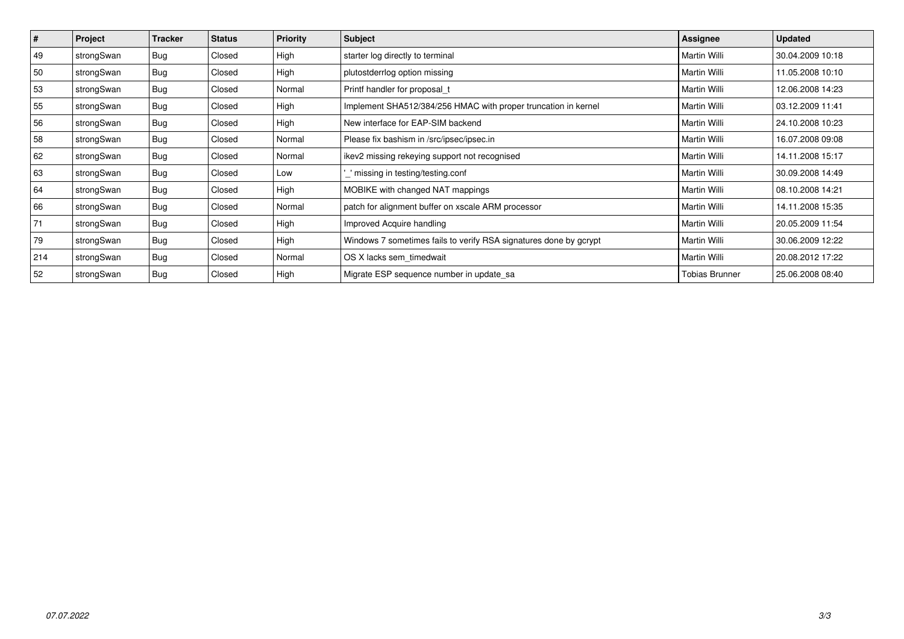| # | Project | Tracker | Status | Priority | Subject | Assignee | Updated |
|---|---|---|---|---|---|---|---|
| 49 | strongSwan | Bug | Closed | High | starter log directly to terminal | Martin Willi | 30.04.2009 10:18 |
| 50 | strongSwan | Bug | Closed | High | plutostderrlog option missing | Martin Willi | 11.05.2008 10:10 |
| 53 | strongSwan | Bug | Closed | Normal | Printf handler for proposal_t | Martin Willi | 12.06.2008 14:23 |
| 55 | strongSwan | Bug | Closed | High | Implement SHA512/384/256 HMAC with proper truncation in kernel | Martin Willi | 03.12.2009 11:41 |
| 56 | strongSwan | Bug | Closed | High | New interface for EAP-SIM backend | Martin Willi | 24.10.2008 10:23 |
| 58 | strongSwan | Bug | Closed | Normal | Please fix bashism in /src/ipsec/ipsec.in | Martin Willi | 16.07.2008 09:08 |
| 62 | strongSwan | Bug | Closed | Normal | ikev2 missing rekeying support not recognised | Martin Willi | 14.11.2008 15:17 |
| 63 | strongSwan | Bug | Closed | Low | '_' missing in testing/testing.conf | Martin Willi | 30.09.2008 14:49 |
| 64 | strongSwan | Bug | Closed | High | MOBIKE with changed NAT mappings | Martin Willi | 08.10.2008 14:21 |
| 66 | strongSwan | Bug | Closed | Normal | patch for alignment buffer on xscale ARM processor | Martin Willi | 14.11.2008 15:35 |
| 71 | strongSwan | Bug | Closed | High | Improved Acquire handling | Martin Willi | 20.05.2009 11:54 |
| 79 | strongSwan | Bug | Closed | High | Windows 7 sometimes fails to verify RSA signatures done by gcrypt | Martin Willi | 30.06.2009 12:22 |
| 214 | strongSwan | Bug | Closed | Normal | OS X lacks sem_timedwait | Martin Willi | 20.08.2012 17:22 |
| 52 | strongSwan | Bug | Closed | High | Migrate ESP sequence number in update_sa | Tobias Brunner | 25.06.2008 08:40 |